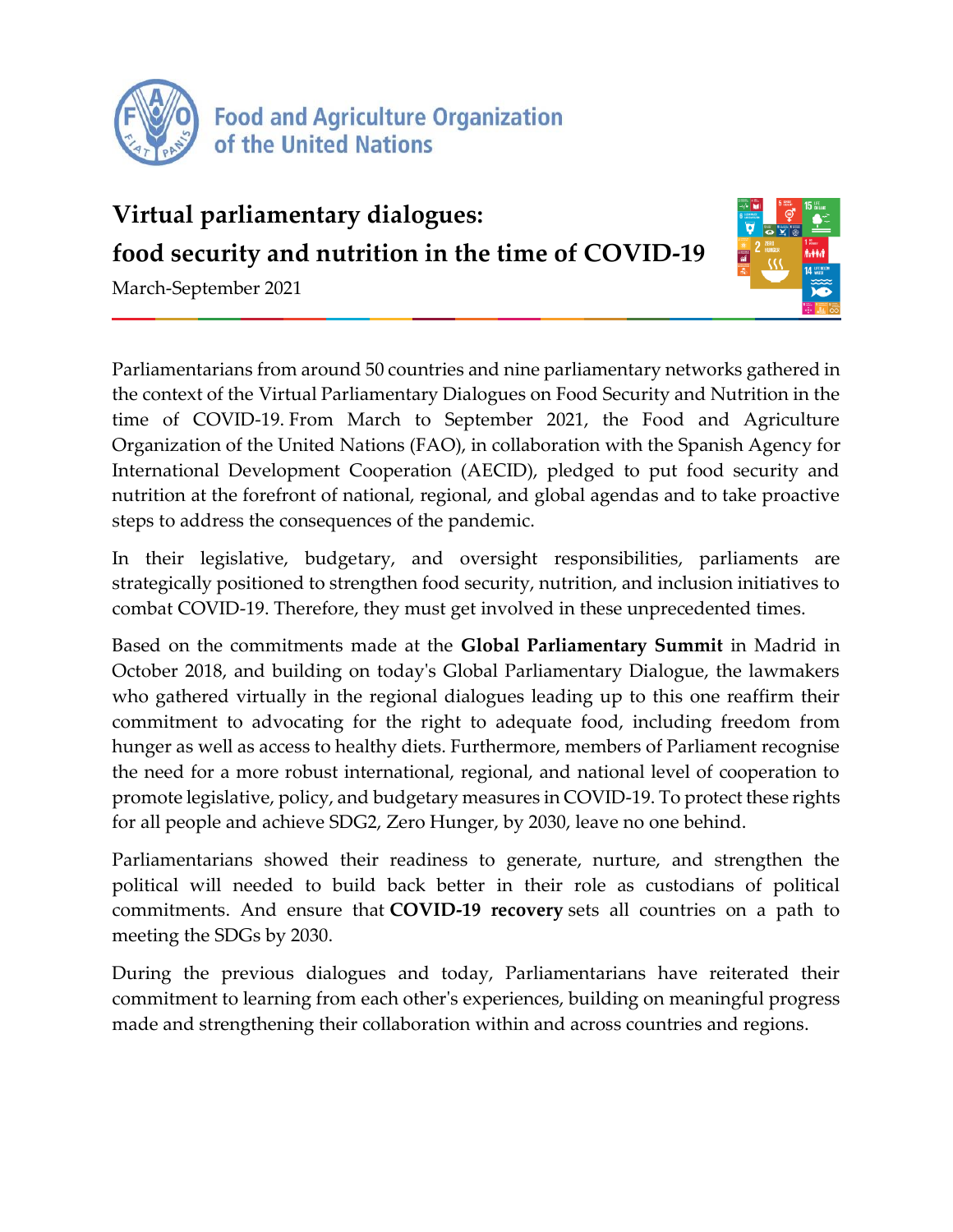Food and Agriculture Organization of the United Nations

# Virtual parliamentary dialogues: food security and nutrition in the time of COVID-19

March-September 2021

Parliamentarians from around 50 countries and nine parliamentary networks gathered in the context of the Virtual Parliamentary Dialogues on Food Security and Nutrition in the time of COVID-19. From March to September 2021, the Food and Agriculture Organization of the United Nations (FAO), in collaboration with the Spanish Agency for International Development Cooperation (AECID), pledged to put food security and nutrition at the forefront of national, regional, and global agendas and to take proactive steps to address the consequences of the pandemic.

In their legislative, budgetary, and oversight responsibilities, parliaments are strategically positioned to strengthen food security, nutrition, and inclusion initiatives to combat COVID-19. Therefore, they must get involved in these unprecedented times.

Based on the commitments made at the **Global Parliamentary Summit** in Madrid in October 2018, and building on today's Global Parliamentary Dialogue, the lawmakers who gathered virtually in the regional dialogues leading up to this one reaffirm their commitment to advocating for the right to adequate food, including freedom from hunger as well as access to healthy diets. Furthermore, members of Parliament recognise the need for a more robust international, regional, and national level of cooperation to promote legislative, policy, and budgetary measures in COVID-19. To protect these rights for all people and achieve SDG2, Zero Hunger, by 2030, leave no one behind.

Parliamentarians showed their readiness to generate, nurture, and strengthen the political will needed to build back better in their role as custodians of political commitments. And ensure that **COVID-19 recovery** sets all countries on a path to meeting the SDGs by 2030.

During the previous dialogues and today, Parliamentarians have reiterated their commitment to learning from each other's experiences, building on meaningful progress made and strengthening their collaboration within and across countries and regions.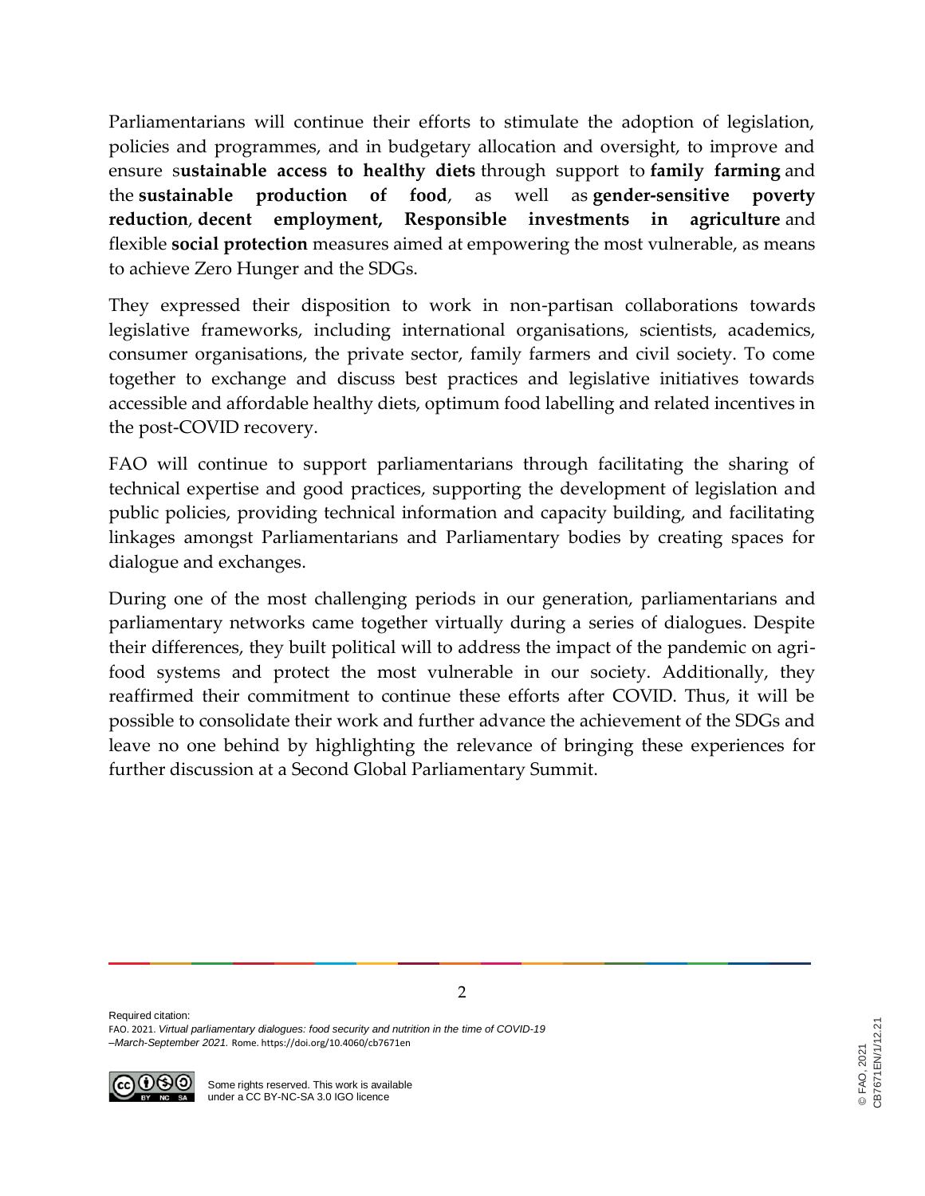Parliamentarians will continue their efforts to stimulate the adoption of legislation, policies and programmes, and in budgetary allocation and oversight, to improve and ensure s**ustainable access to healthy diets** through support to **family farming** and the **sustainable production of food**, as well as **gender-sensitive poverty reduction**, **decent employment, Responsible investments in agriculture** and flexible **social protection** measures aimed at empowering the most vulnerable, as means to achieve Zero Hunger and the SDGs.

They expressed their disposition to work in non-partisan collaborations towards legislative frameworks, including international organisations, scientists, academics, consumer organisations, the private sector, family farmers and civil society. To come together to exchange and discuss best practices and legislative initiatives towards accessible and affordable healthy diets, optimum food labelling and related incentives in the post-COVID recovery.

FAO will continue to support parliamentarians through facilitating the sharing of technical expertise and good practices, supporting the development of legislation and public policies, providing technical information and capacity building, and facilitating linkages amongst Parliamentarians and Parliamentary bodies by creating spaces for dialogue and exchanges.

During one of the most challenging periods in our generation, parliamentarians and parliamentary networks came together virtually during a series of dialogues. Despite their differences, they built political will to address the impact of the pandemic on agri-food systems and protect the most vulnerable in our society. Additionally, they reaffirmed their commitment to continue these efforts after COVID. Thus, it will be possible to consolidate their work and further advance the achievement of the SDGs and leave no one behind by highlighting the relevance of bringing these experiences for further discussion at a Second Global Parliamentary Summit.

Required citation:
FAO. 2021. *Virtual parliamentary dialogues: food security and nutrition in the time of COVID-19 –March-September 2021.* Rome. https://doi.org/10.4060/cb7671en

Some rights reserved. This work is available under a CC BY-NC-SA 3.0 IGO licence

© FAO, 2021
CB7671EN/1/12.21